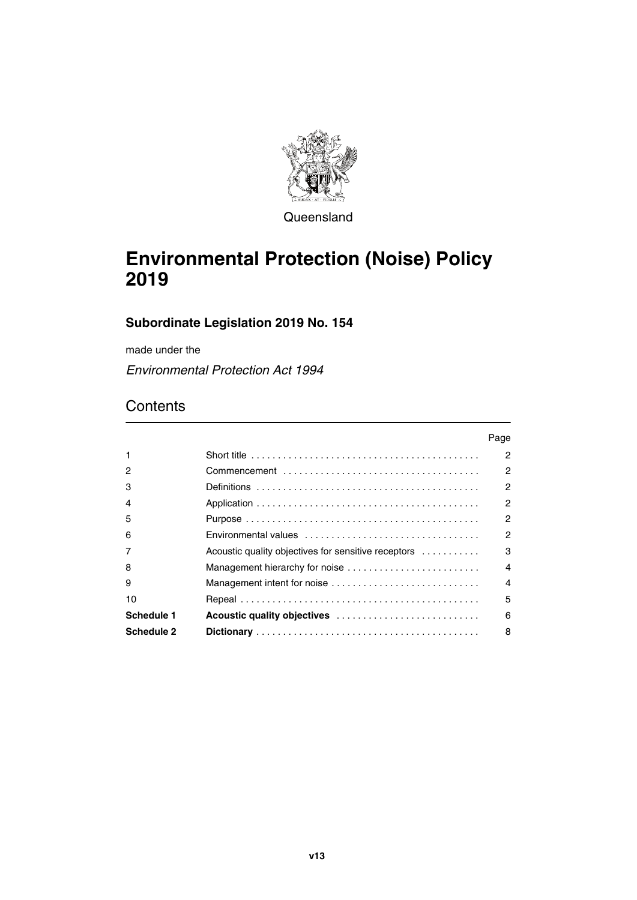Queensland

# Environmental Protection (Noise) Policy 2019

## Subordinate Legislation 2019 No. 154

made under the

*Environmental Protection Act 1994*

## Contents

| | | Page |
|---|---|---|
| 1 | Short title | 2 |
| 2 | Commencement | 2 |
| 3 | Definitions | 2 |
| 4 | Application | 2 |
| 5 | Purpose | 2 |
| 6 | Environmental values | 2 |
| 7 | Acoustic quality objectives for sensitive receptors | 3 |
| 8 | Management hierarchy for noise | 4 |
| 9 | Management intent for noise | 4 |
| 10 | Repeal | 5 |
| **Schedule 1** | **Acoustic quality objectives** | 6 |
| **Schedule 2** | **Dictionary** | 8 |

v13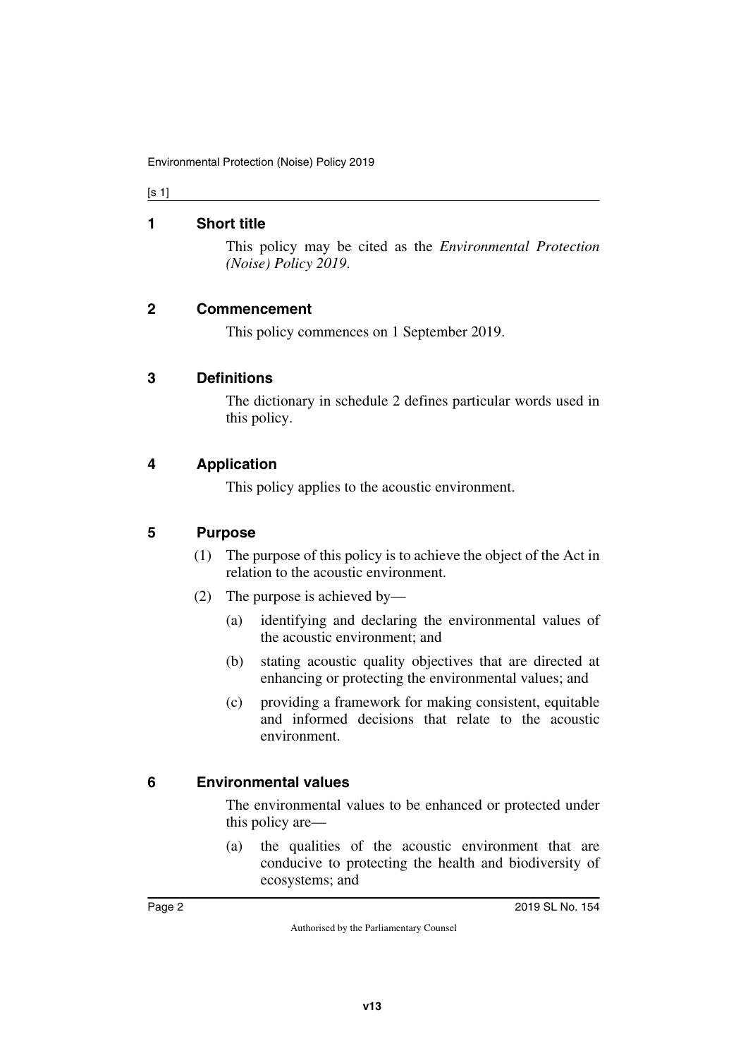## 1 Short title

This policy may be cited as the *Environmental Protection (Noise) Policy 2019*.

## 2 Commencement

This policy commences on 1 September 2019.

## 3 Definitions

The dictionary in schedule 2 defines particular words used in this policy.

## 4 Application

This policy applies to the acoustic environment.

## 5 Purpose

(1) The purpose of this policy is to achieve the object of the Act in relation to the acoustic environment.

(2) The purpose is achieved by—

(a) identifying and declaring the environmental values of the acoustic environment; and

(b) stating acoustic quality objectives that are directed at enhancing or protecting the environmental values; and

(c) providing a framework for making consistent, equitable and informed decisions that relate to the acoustic environment.

## 6 Environmental values

The environmental values to be enhanced or protected under this policy are—

(a) the qualities of the acoustic environment that are conducive to protecting the health and biodiversity of ecosystems; and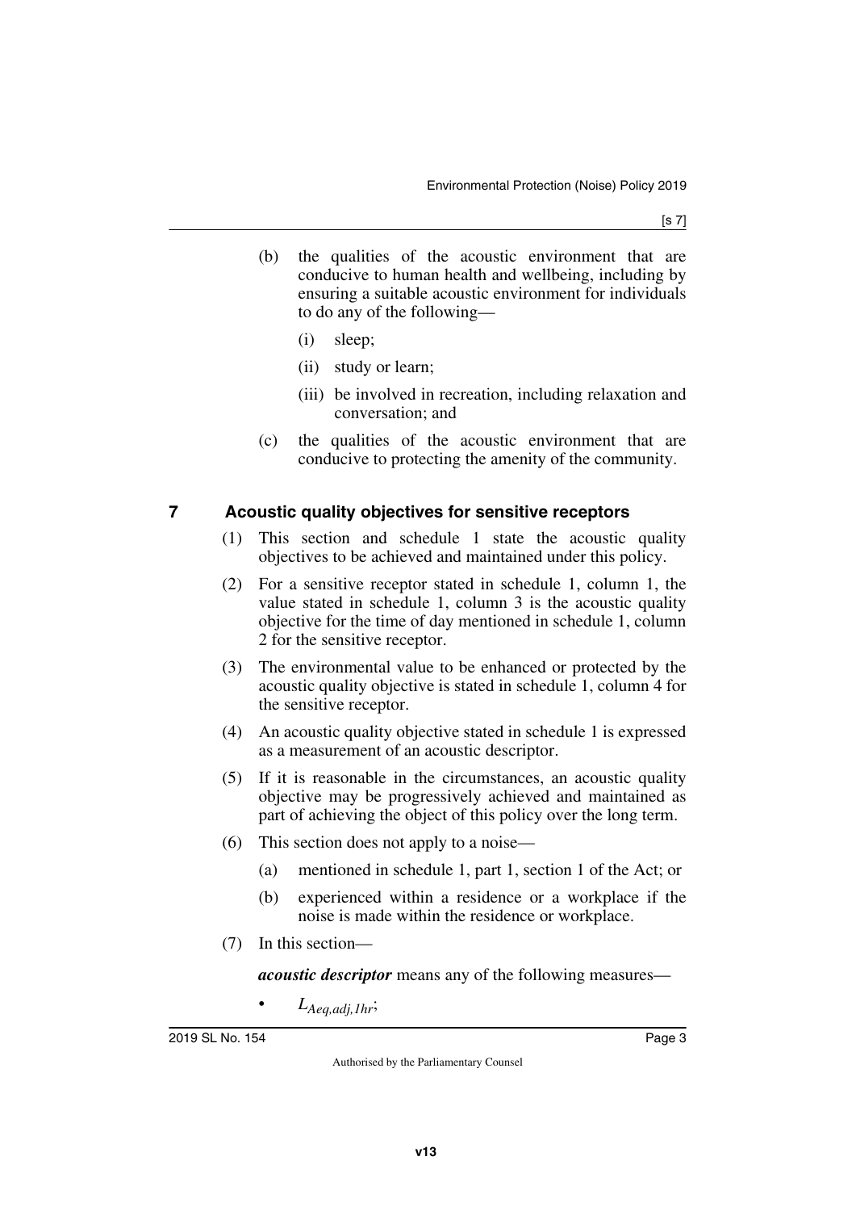(b) the qualities of the acoustic environment that are conducive to human health and wellbeing, including by ensuring a suitable acoustic environment for individuals to do any of the following—

(i) sleep;

(ii) study or learn;

(iii) be involved in recreation, including relaxation and conversation; and

(c) the qualities of the acoustic environment that are conducive to protecting the amenity of the community.

## 7 Acoustic quality objectives for sensitive receptors

(1) This section and schedule 1 state the acoustic quality objectives to be achieved and maintained under this policy.

(2) For a sensitive receptor stated in schedule 1, column 1, the value stated in schedule 1, column 3 is the acoustic quality objective for the time of day mentioned in schedule 1, column 2 for the sensitive receptor.

(3) The environmental value to be enhanced or protected by the acoustic quality objective is stated in schedule 1, column 4 for the sensitive receptor.

(4) An acoustic quality objective stated in schedule 1 is expressed as a measurement of an acoustic descriptor.

(5) If it is reasonable in the circumstances, an acoustic quality objective may be progressively achieved and maintained as part of achieving the object of this policy over the long term.

(6) This section does not apply to a noise—

(a) mentioned in schedule 1, part 1, section 1 of the Act; or

(b) experienced within a residence or a workplace if the noise is made within the residence or workplace.

(7) In this section—

***acoustic descriptor*** means any of the following measures—

- $L_{Aeq,adj,1hr}$;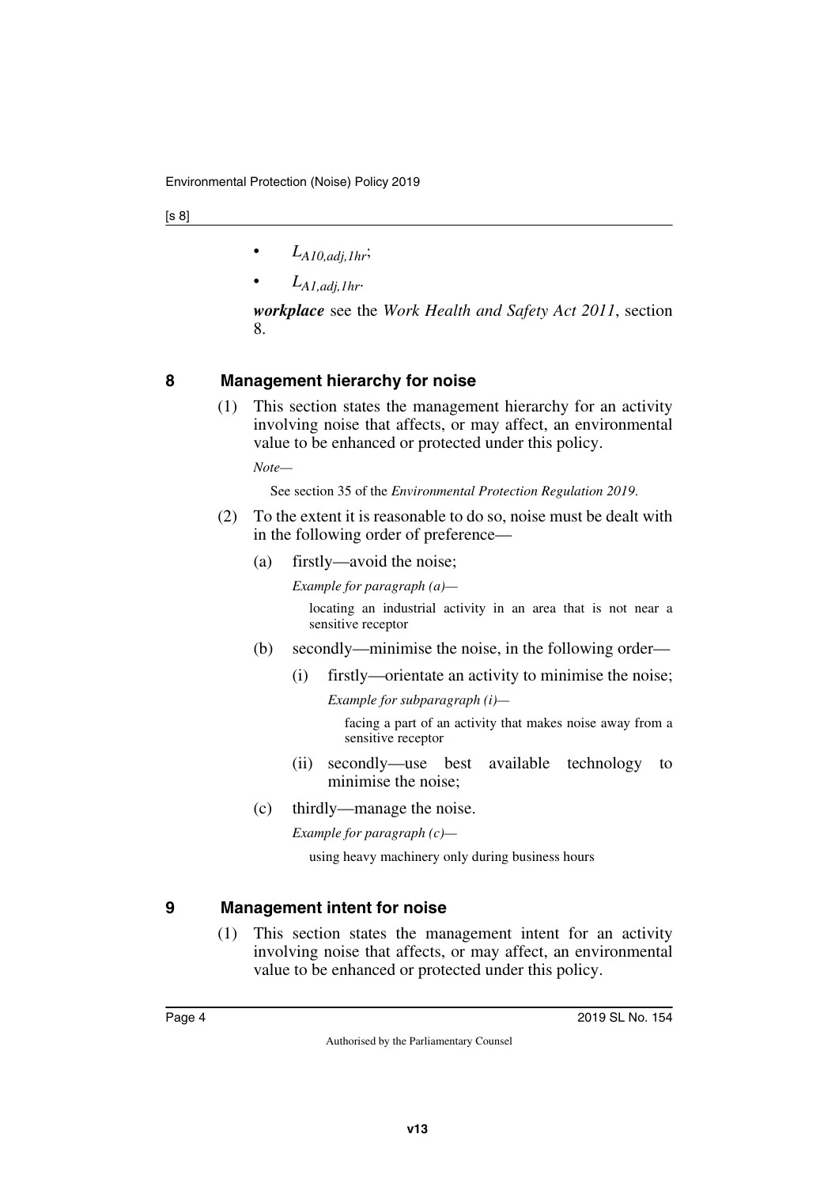- $L_{A10,adj,1hr}$;
- $L_{A1,adj,1hr}$.

***workplace*** see the *Work Health and Safety Act 2011*, section 8.

## 8 Management hierarchy for noise

(1) This section states the management hierarchy for an activity involving noise that affects, or may affect, an environmental value to be enhanced or protected under this policy.

*Note—*

See section 35 of the *Environmental Protection Regulation 2019*.

(2) To the extent it is reasonable to do so, noise must be dealt with in the following order of preference—

(a) firstly—avoid the noise;

*Example for paragraph (a)—*

locating an industrial activity in an area that is not near a sensitive receptor

(b) secondly—minimise the noise, in the following order—

(i) firstly—orientate an activity to minimise the noise;

*Example for subparagraph (i)—*

facing a part of an activity that makes noise away from a sensitive receptor

(ii) secondly—use best available technology to minimise the noise;

(c) thirdly—manage the noise.

*Example for paragraph (c)—*

using heavy machinery only during business hours

## 9 Management intent for noise

(1) This section states the management intent for an activity involving noise that affects, or may affect, an environmental value to be enhanced or protected under this policy.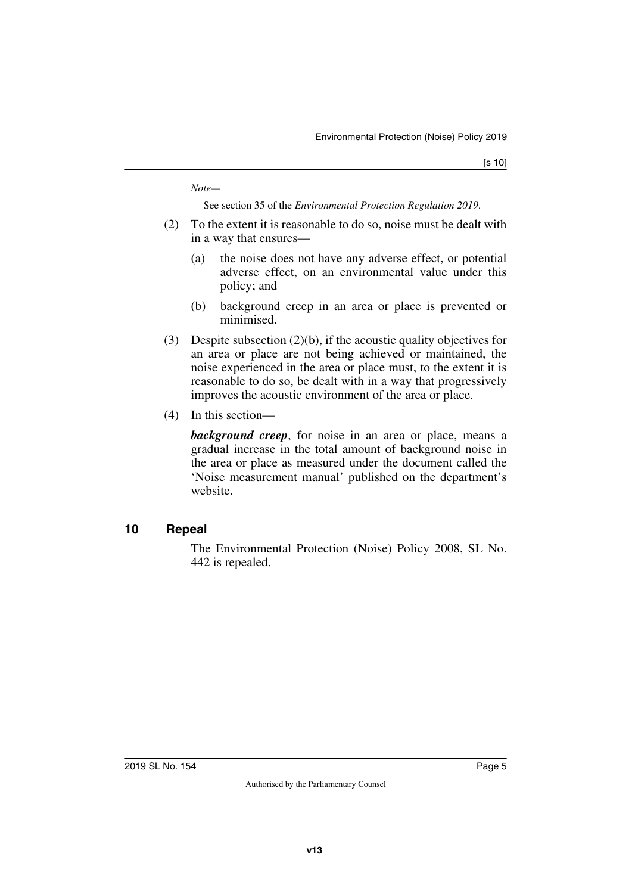*Note—*

See section 35 of the *Environmental Protection Regulation 2019*.

(2) To the extent it is reasonable to do so, noise must be dealt with in a way that ensures—

(a) the noise does not have any adverse effect, or potential adverse effect, on an environmental value under this policy; and

(b) background creep in an area or place is prevented or minimised.

(3) Despite subsection (2)(b), if the acoustic quality objectives for an area or place are not being achieved or maintained, the noise experienced in the area or place must, to the extent it is reasonable to do so, be dealt with in a way that progressively improves the acoustic environment of the area or place.

(4) In this section—

***background creep***, for noise in an area or place, means a gradual increase in the total amount of background noise in the area or place as measured under the document called the 'Noise measurement manual' published on the department's website.

## 10 Repeal

The Environmental Protection (Noise) Policy 2008, SL No. 442 is repealed.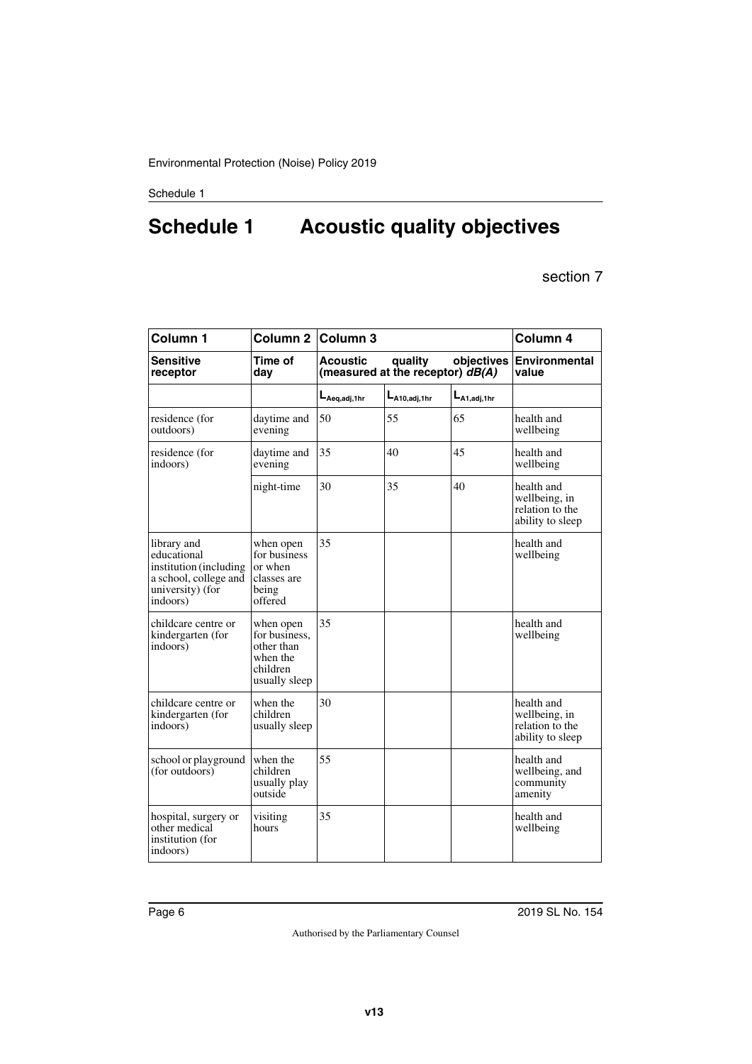# Schedule 1 Acoustic quality objectives

section 7

| Column 1 | Column 2 | Column 3 | | | Column 4 |
|---|---|---|---|---|---|
| **Sensitive receptor** | **Time of day** | **Acoustic quality objectives (measured at the receptor)** ***dB(A)*** | | | **Environmental value** |
| | | $L_{Aeq,adj,1hr}$ | $L_{A10,adj,1hr}$ | $L_{A1,adj,1hr}$ | |
| residence (for outdoors) | daytime and evening | 50 | 55 | 65 | health and wellbeing |
| residence (for indoors) | daytime and evening | 35 | 40 | 45 | health and wellbeing |
| | night-time | 30 | 35 | 40 | health and wellbeing, in relation to the ability to sleep |
| library and educational institution (including a school, college and university) (for indoors) | when open for business or when classes are being offered | 35 | | | health and wellbeing |
| childcare centre or kindergarten (for indoors) | when open for business, other than when the children usually sleep | 35 | | | health and wellbeing |
| childcare centre or kindergarten (for indoors) | when the children usually sleep | 30 | | | health and wellbeing, in relation to the ability to sleep |
| school or playground (for outdoors) | when the children usually play outside | 55 | | | health and wellbeing, and community amenity |
| hospital, surgery or other medical institution (for indoors) | visiting hours | 35 | | | health and wellbeing |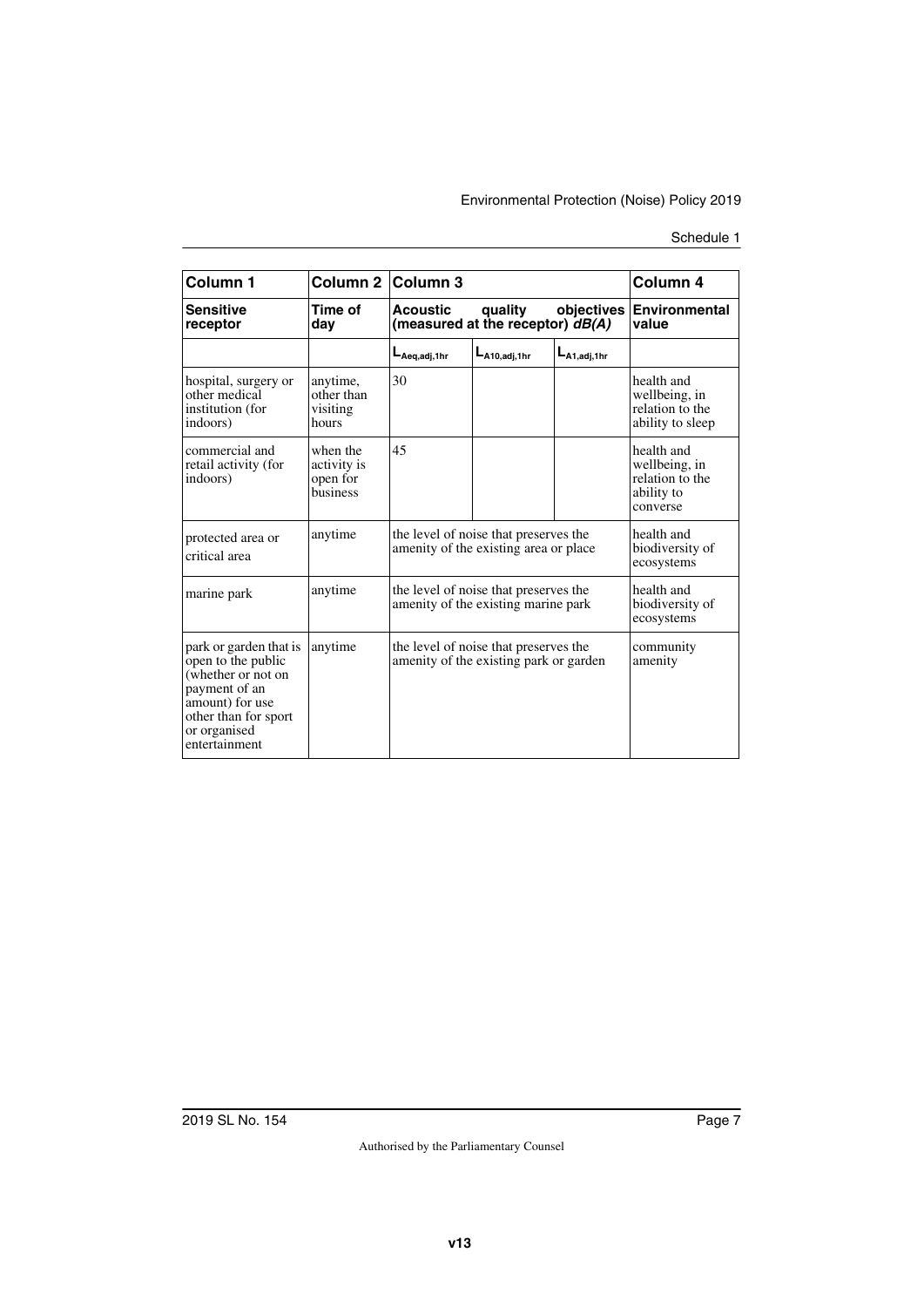| Column 1 | Column 2 | Column 3 | | | Column 4 |
|---|---|---|---|---|---|
| **Sensitive receptor** | **Time of day** | **Acoustic quality objectives (measured at the receptor) *dB(A)*** | | | **Environmental value** |
| | | $L_{Aeq,adj,1hr}$ | $L_{A10,adj,1hr}$ | $L_{A1,adj,1hr}$ | |
| hospital, surgery or other medical institution (for indoors) | anytime, other than visiting hours | 30 | | | health and wellbeing, in relation to the ability to sleep |
| commercial and retail activity (for indoors) | when the activity is open for business | 45 | | | health and wellbeing, in relation to the ability to converse |
| protected area or critical area | anytime | the level of noise that preserves the amenity of the existing area or place | | | health and biodiversity of ecosystems |
| marine park | anytime | the level of noise that preserves the amenity of the existing marine park | | | health and biodiversity of ecosystems |
| park or garden that is open to the public (whether or not on payment of an amount) for use other than for sport or organised entertainment | anytime | the level of noise that preserves the amenity of the existing park or garden | | | community amenity |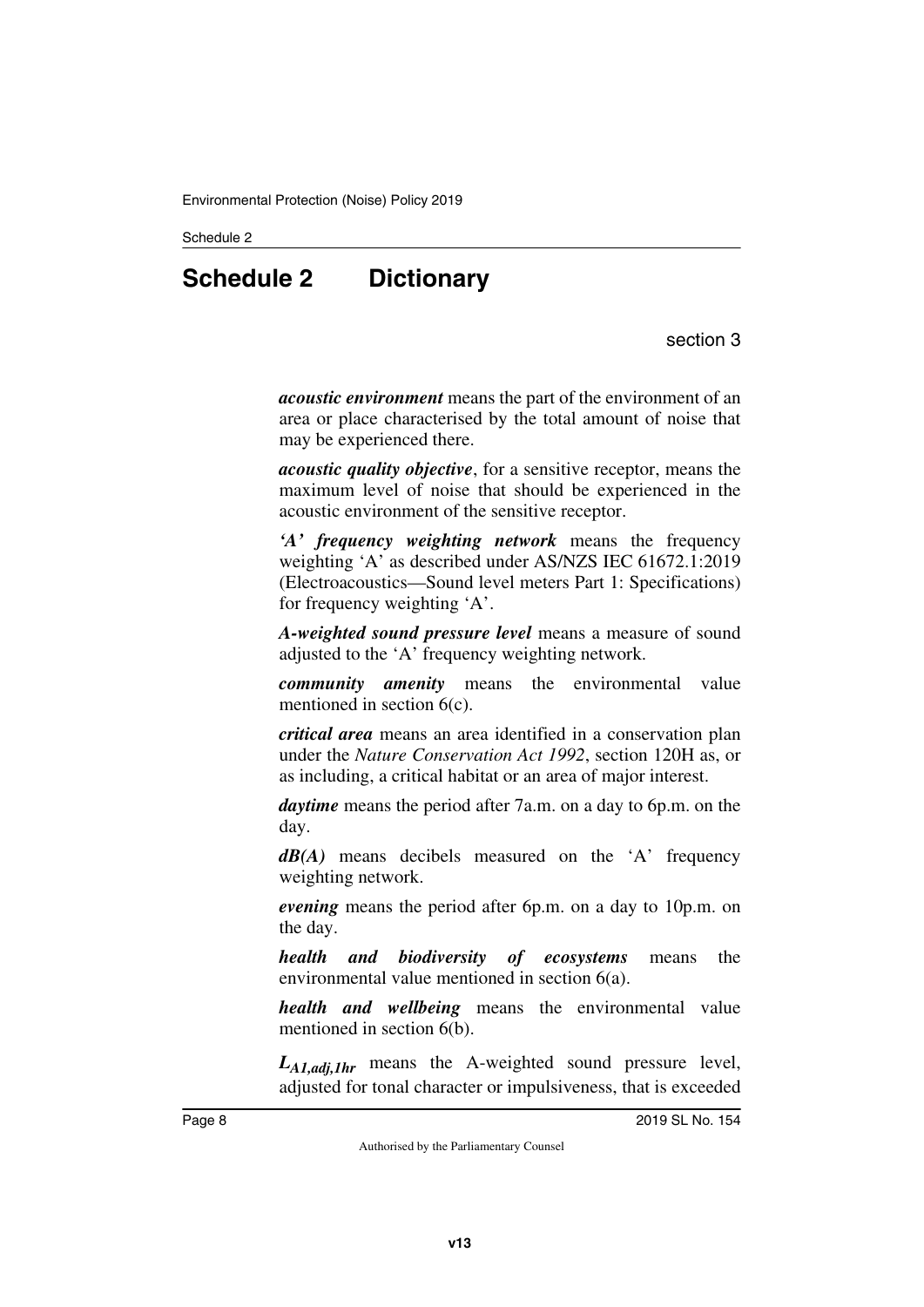# Schedule 2 Dictionary

section 3

***acoustic environment*** means the part of the environment of an area or place characterised by the total amount of noise that may be experienced there.

***acoustic quality objective***, for a sensitive receptor, means the maximum level of noise that should be experienced in the acoustic environment of the sensitive receptor.

***'A' frequency weighting network*** means the frequency weighting 'A' as described under AS/NZS IEC 61672.1:2019 (Electroacoustics—Sound level meters Part 1: Specifications) for frequency weighting 'A'.

***A-weighted sound pressure level*** means a measure of sound adjusted to the 'A' frequency weighting network.

***community amenity*** means the environmental value mentioned in section 6(c).

***critical area*** means an area identified in a conservation plan under the *Nature Conservation Act 1992*, section 120H as, or as including, a critical habitat or an area of major interest.

***daytime*** means the period after 7a.m. on a day to 6p.m. on the day.

***dB(A)*** means decibels measured on the 'A' frequency weighting network.

***evening*** means the period after 6p.m. on a day to 10p.m. on the day.

***health and biodiversity of ecosystems*** means the environmental value mentioned in section 6(a).

***health and wellbeing*** means the environmental value mentioned in section 6(b).

$L_{A1,adj,1hr}$ means the A-weighted sound pressure level, adjusted for tonal character or impulsiveness, that is exceeded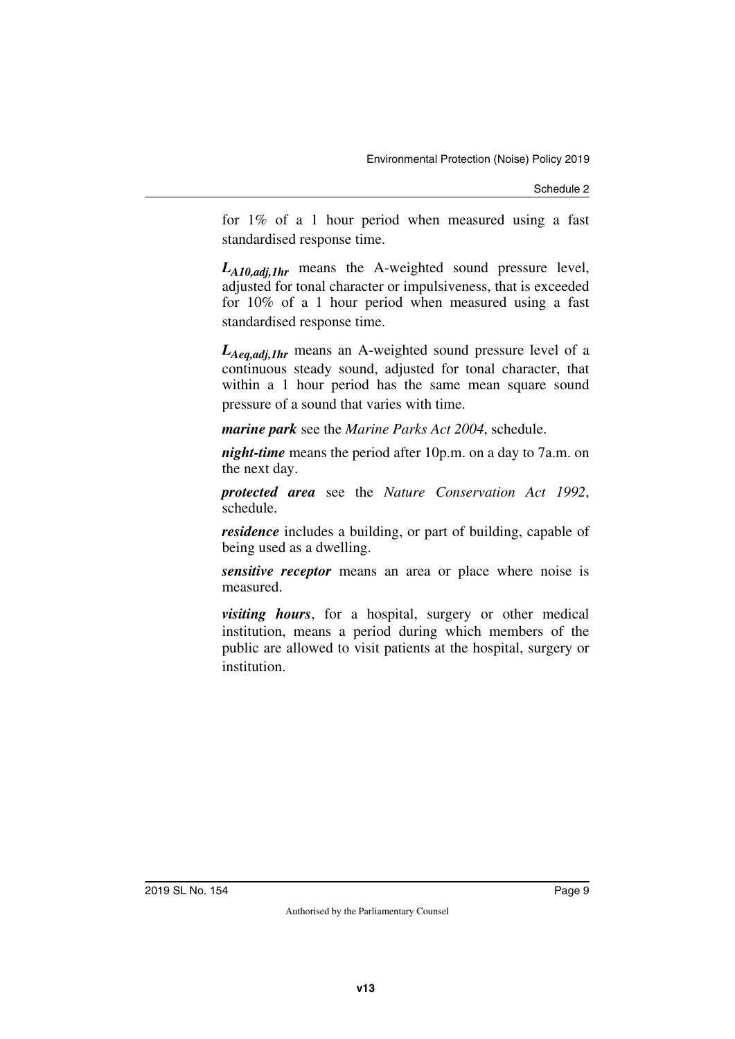for 1% of a 1 hour period when measured using a fast standardised response time.

***$L_{A10,adj,1hr}$*** means the A-weighted sound pressure level, adjusted for tonal character or impulsiveness, that is exceeded for 10% of a 1 hour period when measured using a fast standardised response time.

***$L_{Aeq,adj,1hr}$*** means an A-weighted sound pressure level of a continuous steady sound, adjusted for tonal character, that within a 1 hour period has the same mean square sound pressure of a sound that varies with time.

***marine park*** see the *Marine Parks Act 2004*, schedule.

***night-time*** means the period after 10p.m. on a day to 7a.m. on the next day.

***protected area*** see the *Nature Conservation Act 1992*, schedule.

***residence*** includes a building, or part of building, capable of being used as a dwelling.

***sensitive receptor*** means an area or place where noise is measured.

***visiting hours***, for a hospital, surgery or other medical institution, means a period during which members of the public are allowed to visit patients at the hospital, surgery or institution.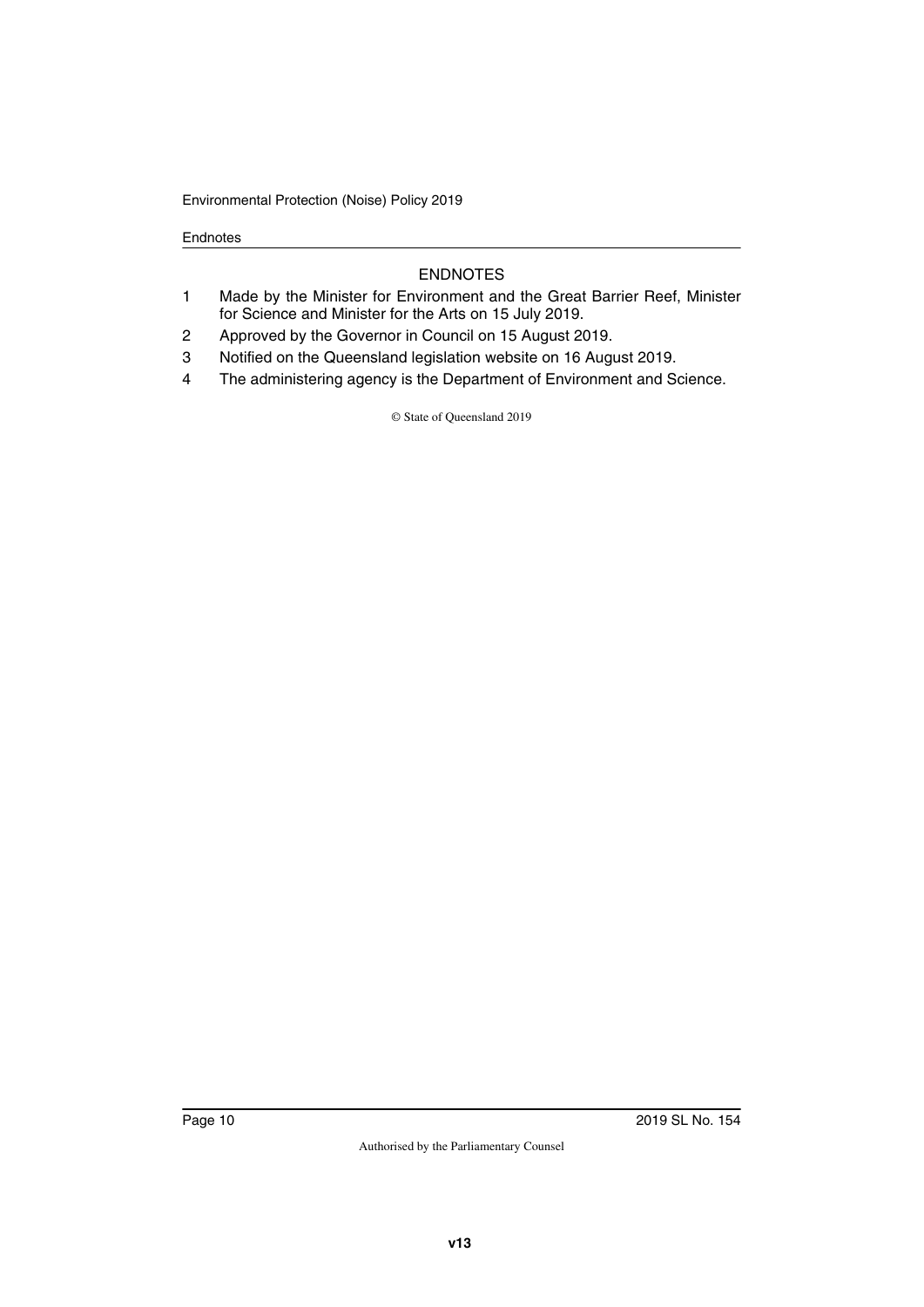## ENDNOTES

1 Made by the Minister for Environment and the Great Barrier Reef, Minister for Science and Minister for the Arts on 15 July 2019.

2 Approved by the Governor in Council on 15 August 2019.

3 Notified on the Queensland legislation website on 16 August 2019.

4 The administering agency is the Department of Environment and Science.

© State of Queensland 2019